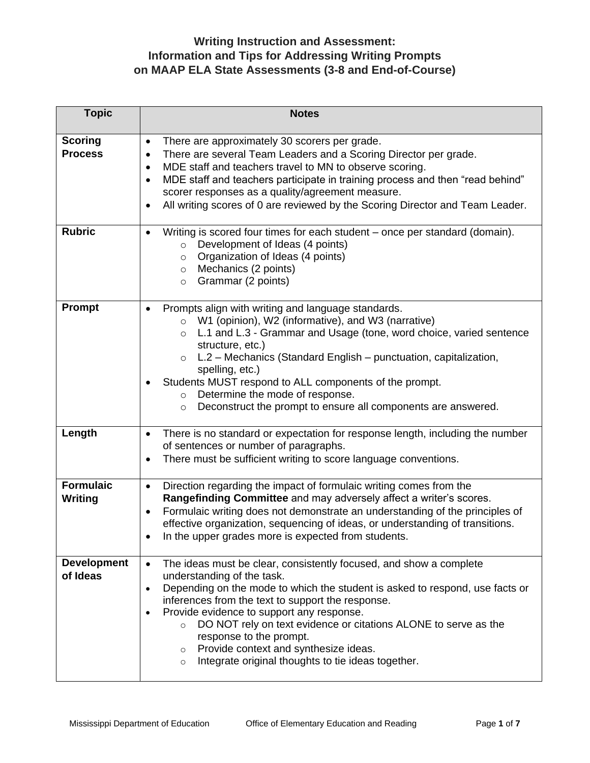# Writing Instruction and Assessment: Information and Tips for Addressing Writing Prompts on MAAP ELA State Assessments (3-8 and End-of-Course)

| Topic | Notes |
|---|---|
| **Scoring Process** | • There are approximately 30 scorers per grade.<br>• There are several Team Leaders and a Scoring Director per grade.<br>• MDE staff and teachers travel to MN to observe scoring.<br>• MDE staff and teachers participate in training process and then "read behind" scorer responses as a quality/agreement measure.<br>• All writing scores of 0 are reviewed by the Scoring Director and Team Leader. |
| **Rubric** | • Writing is scored four times for each student – once per standard (domain).<br>&nbsp;&nbsp;&nbsp;&nbsp;○ Development of Ideas (4 points)<br>&nbsp;&nbsp;&nbsp;&nbsp;○ Organization of Ideas (4 points)<br>&nbsp;&nbsp;&nbsp;&nbsp;○ Mechanics (2 points)<br>&nbsp;&nbsp;&nbsp;&nbsp;○ Grammar (2 points) |
| **Prompt** | • Prompts align with writing and language standards.<br>&nbsp;&nbsp;&nbsp;&nbsp;○ W1 (opinion), W2 (informative), and W3 (narrative)<br>&nbsp;&nbsp;&nbsp;&nbsp;○ L.1 and L.3 - Grammar and Usage (tone, word choice, varied sentence structure, etc.)<br>&nbsp;&nbsp;&nbsp;&nbsp;○ L.2 – Mechanics (Standard English – punctuation, capitalization, spelling, etc.)<br>• Students MUST respond to ALL components of the prompt.<br>&nbsp;&nbsp;&nbsp;&nbsp;○ Determine the mode of response.<br>&nbsp;&nbsp;&nbsp;&nbsp;○ Deconstruct the prompt to ensure all components are answered. |
| **Length** | • There is no standard or expectation for response length, including the number of sentences or number of paragraphs.<br>• There must be sufficient writing to score language conventions. |
| **Formulaic Writing** | • Direction regarding the impact of formulaic writing comes from the **Rangefinding Committee** and may adversely affect a writer's scores.<br>• Formulaic writing does not demonstrate an understanding of the principles of effective organization, sequencing of ideas, or understanding of transitions.<br>• In the upper grades more is expected from students. |
| **Development of Ideas** | • The ideas must be clear, consistently focused, and show a complete understanding of the task.<br>• Depending on the mode to which the student is asked to respond, use facts or inferences from the text to support the response.<br>• Provide evidence to support any response.<br>&nbsp;&nbsp;&nbsp;&nbsp;○ DO NOT rely on text evidence or citations ALONE to serve as the response to the prompt.<br>&nbsp;&nbsp;&nbsp;&nbsp;○ Provide context and synthesize ideas.<br>&nbsp;&nbsp;&nbsp;&nbsp;○ Integrate original thoughts to tie ideas together. |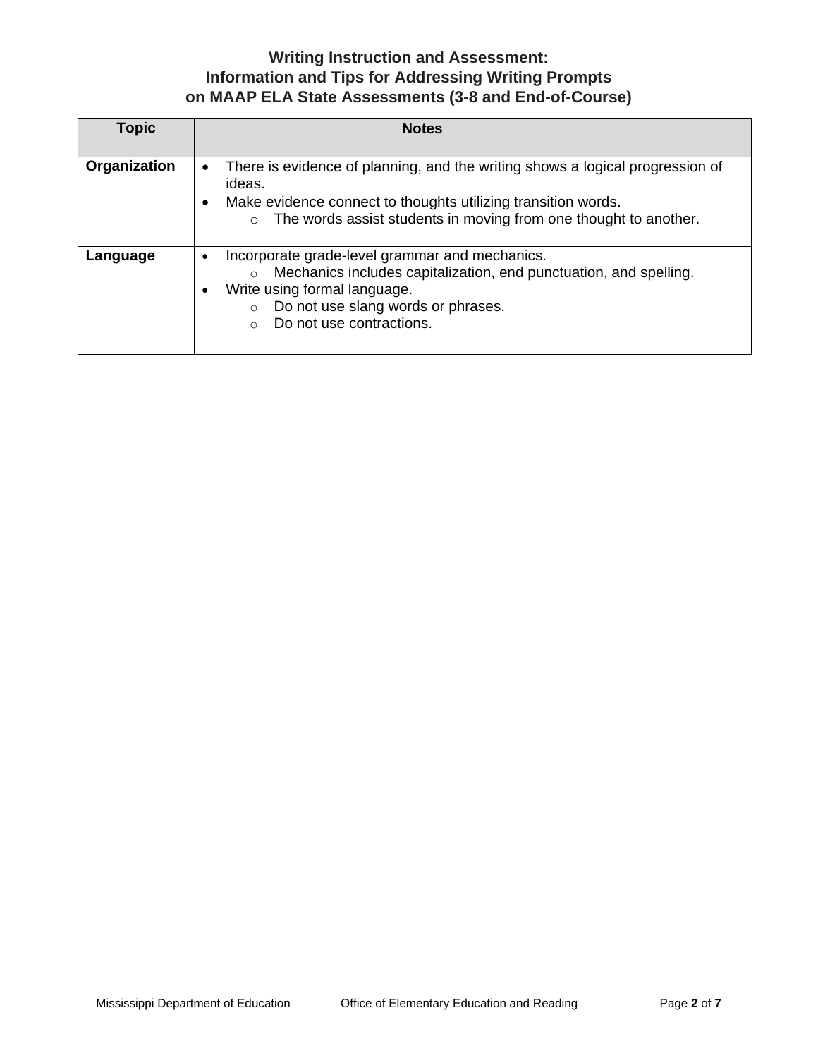### Writing Instruction and Assessment:
### Information and Tips for Addressing Writing Prompts on MAAP ELA State Assessments (3-8 and End-of-Course)

| Topic | Notes |
|---|---|
| **Organization** | • There is evidence of planning, and the writing shows a logical progression of ideas.<br>• Make evidence connect to thoughts utilizing transition words.<br>&nbsp;&nbsp;&nbsp;&nbsp;○ The words assist students in moving from one thought to another. |
| **Language** | • Incorporate grade-level grammar and mechanics.<br>&nbsp;&nbsp;&nbsp;&nbsp;○ Mechanics includes capitalization, end punctuation, and spelling.<br>• Write using formal language.<br>&nbsp;&nbsp;&nbsp;&nbsp;○ Do not use slang words or phrases.<br>&nbsp;&nbsp;&nbsp;&nbsp;○ Do not use contractions. |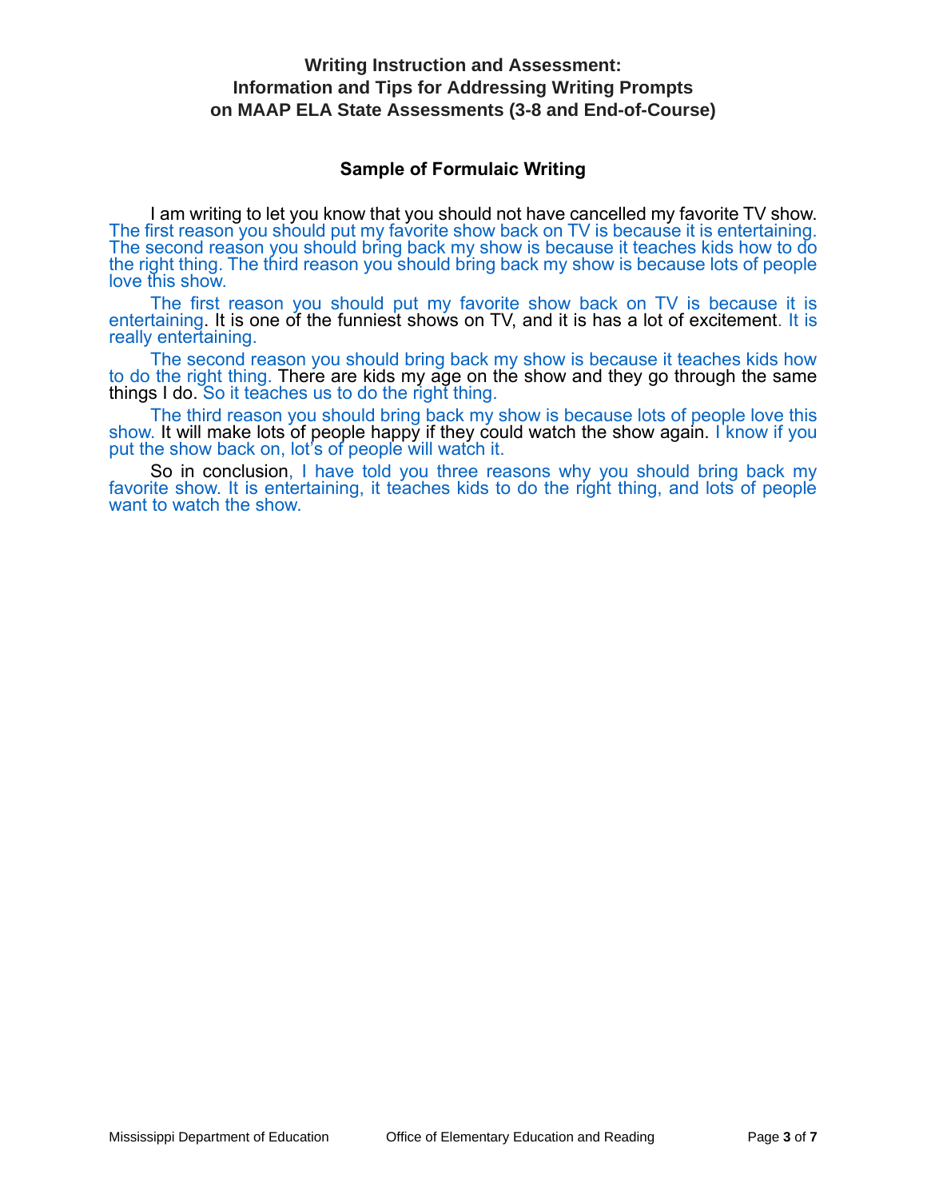## Sample of Formulaic Writing

I am writing to let you know that you should not have cancelled my favorite TV show. The first reason you should put my favorite show back on TV is because it is entertaining. The second reason you should bring back my show is because it teaches kids how to do the right thing. The third reason you should bring back my show is because lots of people love this show.

The first reason you should put my favorite show back on TV is because it is entertaining. It is one of the funniest shows on TV, and it is has a lot of excitement. It is really entertaining.

The second reason you should bring back my show is because it teaches kids how to do the right thing. There are kids my age on the show and they go through the same things I do. So it teaches us to do the right thing.

The third reason you should bring back my show is because lots of people love this show. It will make lots of people happy if they could watch the show again. I know if you put the show back on, lot's of people will watch it.

So in conclusion, I have told you three reasons why you should bring back my favorite show. It is entertaining, it teaches kids to do the right thing, and lots of people want to watch the show.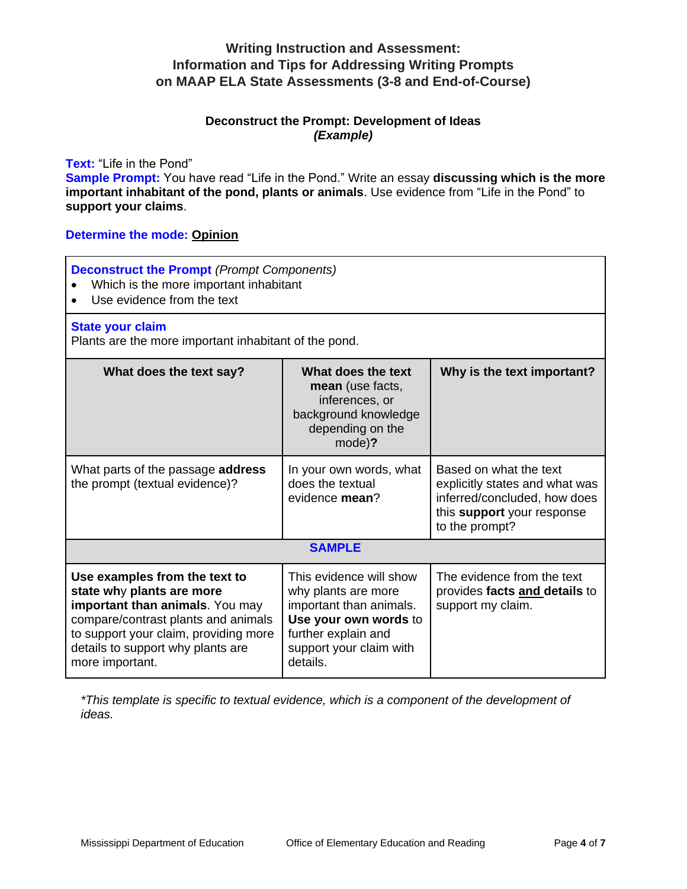# Writing Instruction and Assessment: Information and Tips for Addressing Writing Prompts on MAAP ELA State Assessments (3-8 and End-of-Course)

## Deconstruct the Prompt: Development of Ideas *(Example)*

**Text:** "Life in the Pond"
**Sample Prompt:** You have read "Life in the Pond." Write an essay **discussing which is the more important inhabitant of the pond, plants or animals**. Use evidence from "Life in the Pond" to **support your claims**.

**Determine the mode:** **Opinion**

**Deconstruct the Prompt** *(Prompt Components)*
- Which is the more important inhabitant
- Use evidence from the text

**State your claim**
Plants are the more important inhabitant of the pond.

| What does the text say? | What does the text **mean** (use facts, inferences, or background knowledge depending on the mode)**?** | Why is the text important? |
|---|---|---|
| What parts of the passage **address** the prompt (textual evidence)? | In your own words, what does the textual evidence **mean**? | Based on what the text explicitly states and what was inferred/concluded, how does this **support** your response to the prompt? |
| **SAMPLE** | | |
| **Use examples from the text to state why plants are more important than animals**. You may compare/contrast plants and animals to support your claim, providing more details to support why plants are more important. | This evidence will show why plants are more important than animals. **Use your own words** to further explain and support your claim with details. | The evidence from the text provides **facts and details** to support my claim. |

*\*This template is specific to textual evidence, which is a component of the development of ideas.*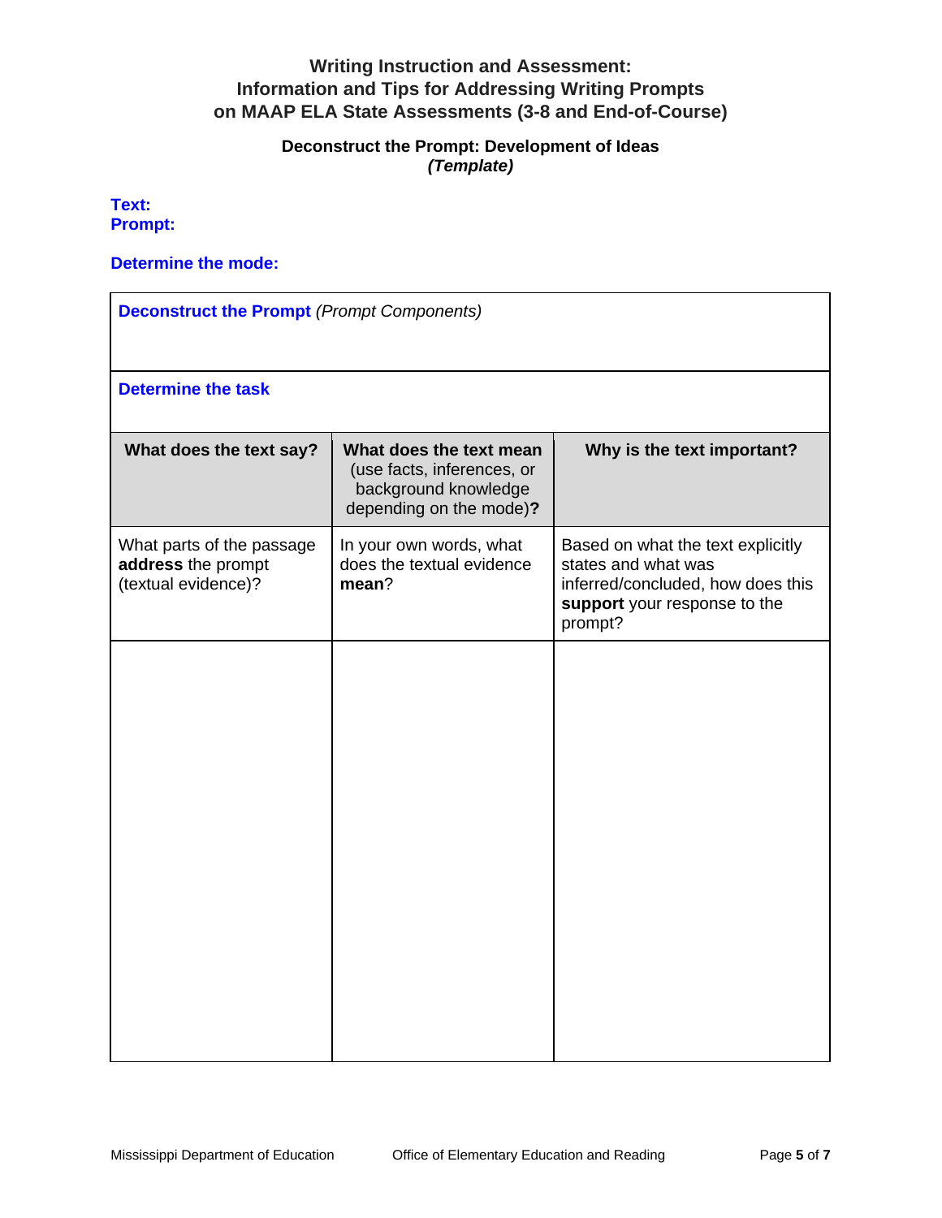# Writing Instruction and Assessment: Information and Tips for Addressing Writing Prompts on MAAP ELA State Assessments (3-8 and End-of-Course)

## Deconstruct the Prompt: Development of Ideas *(Template)*

**Text:**
**Prompt:**

**Determine the mode:**

| **Deconstruct the Prompt** *(Prompt Components)* | | |
|---|---|---|
| **Determine the task** | | |
| **What does the text say?** | **What does the text mean** (use facts, inferences, or background knowledge depending on the mode)**?** | **Why is the text important?** |
| What parts of the passage **address** the prompt (textual evidence)? | In your own words, what does the textual evidence **mean**? | Based on what the text explicitly states and what was inferred/concluded, how does this **support** your response to the prompt? |
| | | |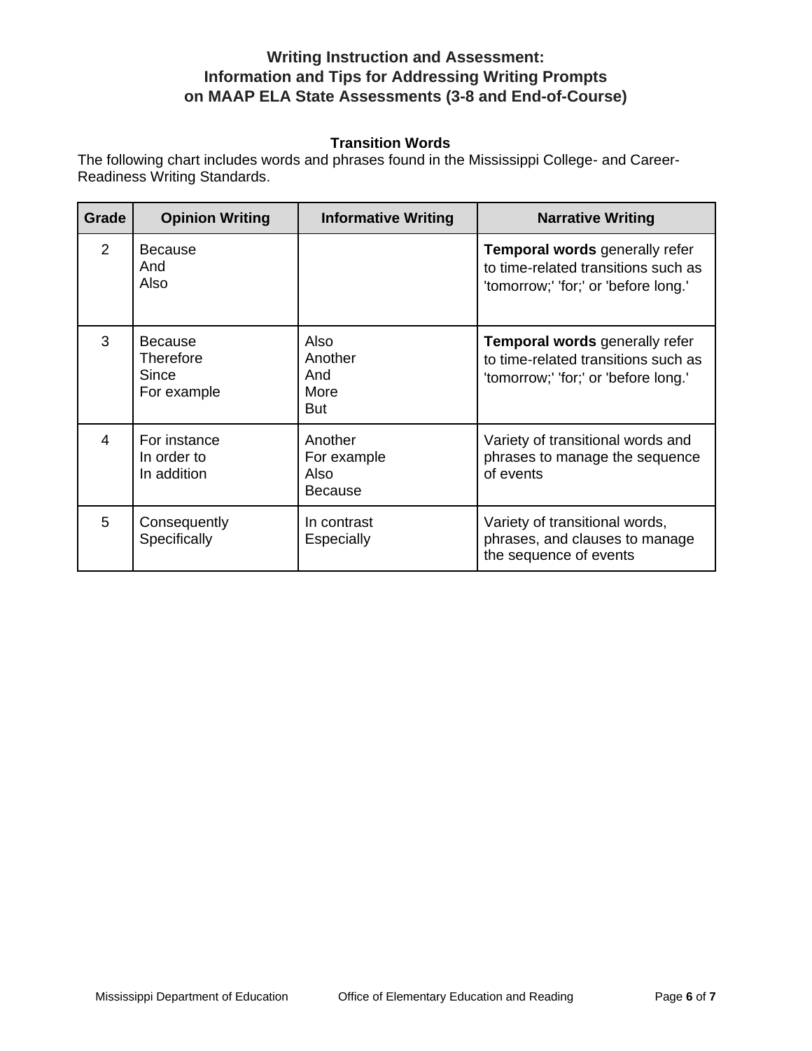# Writing Instruction and Assessment: Information and Tips for Addressing Writing Prompts on MAAP ELA State Assessments (3-8 and End-of-Course)

### Transition Words

The following chart includes words and phrases found in the Mississippi College- and Career-Readiness Writing Standards.

| Grade | Opinion Writing | Informative Writing | Narrative Writing |
|---|---|---|---|
| 2 | Because<br>And<br>Also | | **Temporal words** generally refer to time-related transitions such as 'tomorrow;' 'for;' or 'before long.' |
| 3 | Because<br>Therefore<br>Since<br>For example | Also<br>Another<br>And<br>More<br>But | **Temporal words** generally refer to time-related transitions such as 'tomorrow;' 'for;' or 'before long.' |
| 4 | For instance<br>In order to<br>In addition | Another<br>For example<br>Also<br>Because | Variety of transitional words and phrases to manage the sequence of events |
| 5 | Consequently<br>Specifically | In contrast<br>Especially | Variety of transitional words, phrases, and clauses to manage the sequence of events |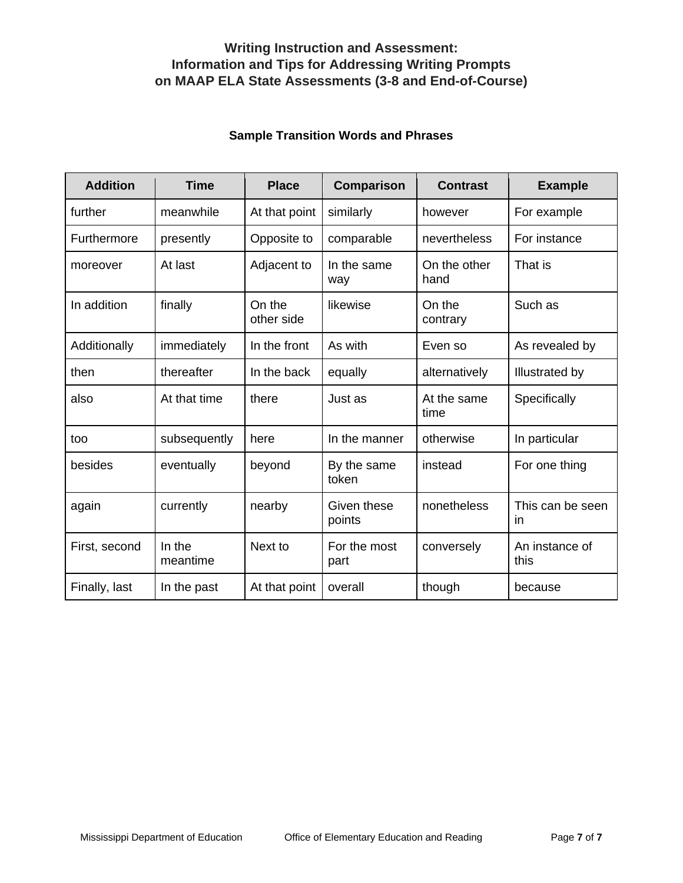# Writing Instruction and Assessment: Information and Tips for Addressing Writing Prompts on MAAP ELA State Assessments (3-8 and End-of-Course)

## Sample Transition Words and Phrases

| Addition | Time | Place | Comparison | Contrast | Example |
|---|---|---|---|---|---|
| further | meanwhile | At that point | similarly | however | For example |
| Furthermore | presently | Opposite to | comparable | nevertheless | For instance |
| moreover | At last | Adjacent to | In the same way | On the other hand | That is |
| In addition | finally | On the other side | likewise | On the contrary | Such as |
| Additionally | immediately | In the front | As with | Even so | As revealed by |
| then | thereafter | In the back | equally | alternatively | Illustrated by |
| also | At that time | there | Just as | At the same time | Specifically |
| too | subsequently | here | In the manner | otherwise | In particular |
| besides | eventually | beyond | By the same token | instead | For one thing |
| again | currently | nearby | Given these points | nonetheless | This can be seen in |
| First, second | In the meantime | Next to | For the most part | conversely | An instance of this |
| Finally, last | In the past | At that point | overall | though | because |